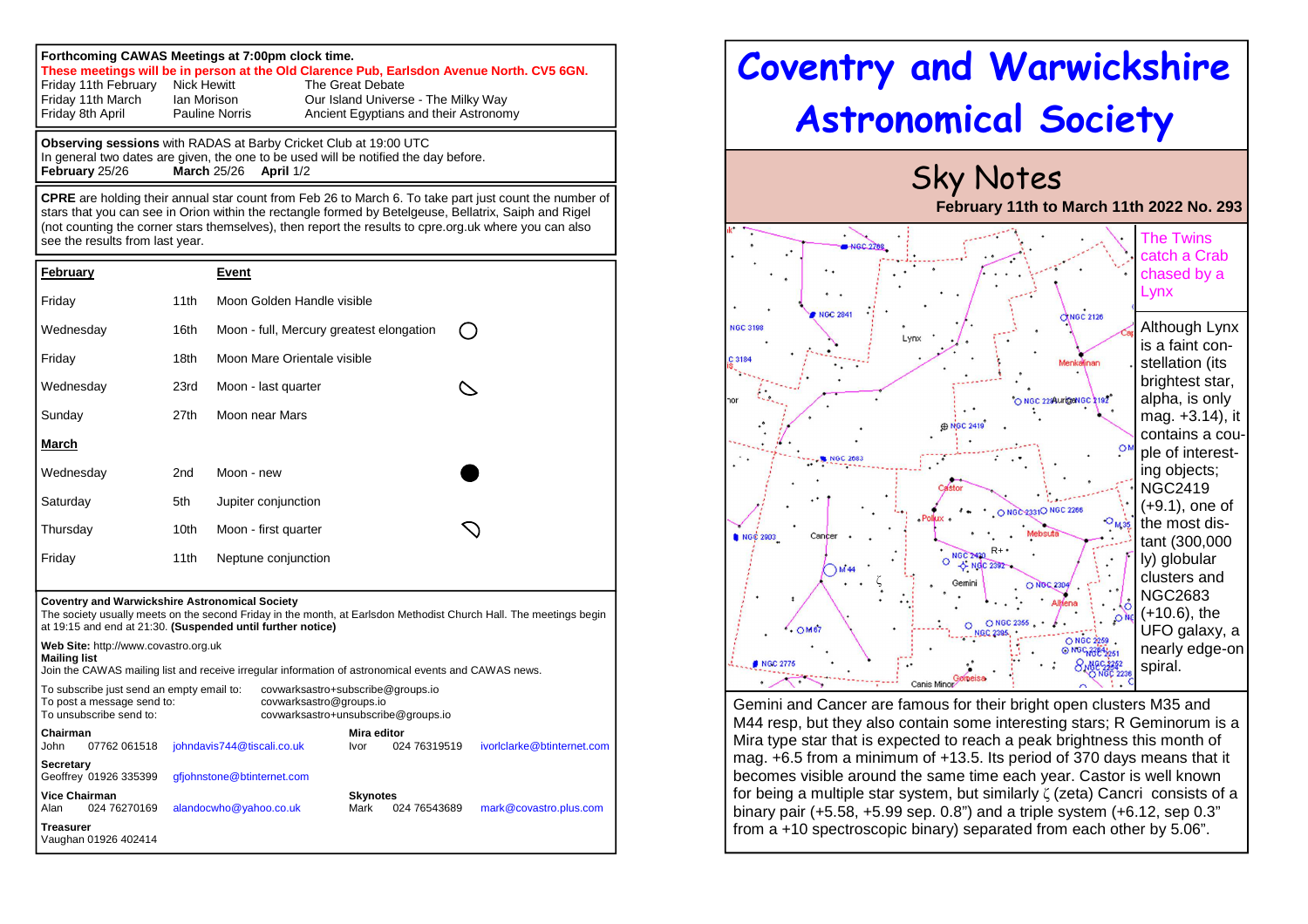**Forthcoming CAWAS Meetings at 7:00pm clock time.**
**These meetings will be in person at the Old Clarence Pub, Earlsdon Avenue North. CV5 6GN.**

| | | |
|---|---|---|
| Friday 11th February | Nick Hewitt | The Great Debate |
| Friday 11th March | Ian Morison | Our Island Universe - The Milky Way |
| Friday 8th April | Pauline Norris | Ancient Egyptians and their Astronomy |

**Observing sessions** with RADAS at Barby Cricket Club at 19:00 UTC
In general two dates are given, the one to be used will be notified the day before.
**February** 25/26 **March** 25/26 **April** 1/2

**CPRE** are holding their annual star count from Feb 26 to March 6. To take part just count the number of stars that you can see in Orion within the rectangle formed by Betelgeuse, Bellatrix, Saiph and Rigel (not counting the corner stars themselves), then report the results to cpre.org.uk where you can also see the results from last year.

| **February** | | **Event** |
|---|---|---|
| Friday | 11th | Moon Golden Handle visible |
| Wednesday | 16th | Moon - full, Mercury greatest elongation |
| Friday | 18th | Moon Mare Orientale visible |
| Wednesday | 23rd | Moon - last quarter |
| Sunday | 27th | Moon near Mars |
| **March** | | |
| Wednesday | 2nd | Moon - new |
| Saturday | 5th | Jupiter conjunction |
| Thursday | 10th | Moon - first quarter |
| Friday | 11th | Neptune conjunction |

**Coventry and Warwickshire Astronomical Society**
The society usually meets on the second Friday in the month, at Earlsdon Methodist Church Hall. The meetings begin at 19:15 and end at 21:30. **(Suspended until further notice)**

**Web Site:** http://www.covastro.org.uk
**Mailing list**
Join the CAWAS mailing list and receive irregular information of astronomical events and CAWAS news.

| | |
|---|---|
| To subscribe just send an empty email to: | covwarksastro+subscribe@groups.io |
| To post a message send to: | covwarksastro@groups.io |
| To unsubscribe send to: | covwarksastro+unsubscribe@groups.io |

**Chairman**
John 07762 061518 johndavis744@tiscali.co.uk

**Mira editor**
Ivor 024 76319519 ivorlclarke@btinternet.com

**Secretary**
Geoffrey 01926 335399 gfjohnstone@btinternet.com

**Vice Chairman**
Alan 024 76270169 alandocwho@yahoo.co.uk

**Skynotes**
Mark 024 76543689 mark@covastro.plus.com

**Treasurer**
Vaughan 01926 402414

# Coventry and Warwickshire Astronomical Society

## Sky Notes

**February 11th to March 11th 2022 No. 293**

### The Twins catch a Crab chased by a Lynx

Although Lynx is a faint constellation (its brightest star, alpha, is only mag. +3.14), it contains a couple of interesting objects; NGC2419 (+9.1), one of the most distant (300,000 ly) globular clusters and NGC2683 (+10.6), the UFO galaxy, a nearly edge-on spiral.

Gemini and Cancer are famous for their bright open clusters M35 and M44 resp, but they also contain some interesting stars; R Geminorum is a Mira type star that is expected to reach a peak brightness this month of mag. +6.5 from a minimum of +13.5. Its period of 370 days means that it becomes visible around the same time each year. Castor is well known for being a multiple star system, but similarly $\zeta$ (zeta) Cancri consists of a binary pair (+5.58, +5.99 sep. 0.8") and a triple system (+6.12, sep 0.3" from a +10 spectroscopic binary) separated from each other by 5.06".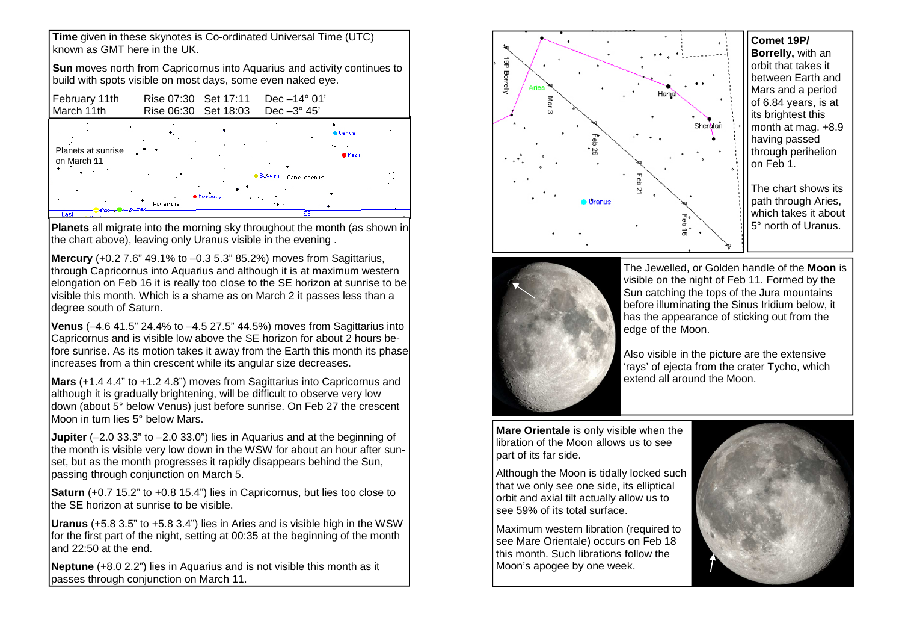**Time** given in these skynotes is Co-ordinated Universal Time (UTC) known as GMT here in the UK.

**Sun** moves north from Capricornus into Aquarius and activity continues to build with spots visible on most days, some even naked eye.

| | | | |
|---|---|---|---|
| February 11th | Rise 07:30 | Set 17:11 | Dec –14° 01' |
| March 11th | Rise 06:30 | Set 18:03 | Dec –3° 45' |

Planets at sunrise on March 11

Venus
Mars
Saturn
Capricornus
Mercury
Aquarius
Sun
Jupiter
East
SE

**Planets** all migrate into the morning sky throughout the month (as shown in the chart above), leaving only Uranus visible in the evening .

**Mercury** (+0.2 7.6" 49.1% to –0.3 5.3" 85.2%) moves from Sagittarius, through Capricornus into Aquarius and although it is at maximum western elongation on Feb 16 it is really too close to the SE horizon at sunrise to be visible this month. Which is a shame as on March 2 it passes less than a degree south of Saturn.

**Venus** (–4.6 41.5" 24.4% to –4.5 27.5" 44.5%) moves from Sagittarius into Capricornus and is visible low above the SE horizon for about 2 hours before sunrise. As its motion takes it away from the Earth this month its phase increases from a thin crescent while its angular size decreases.

**Mars** (+1.4 4.4" to +1.2 4.8") moves from Sagittarius into Capricornus and although it is gradually brightening, will be difficult to observe very low down (about 5° below Venus) just before sunrise. On Feb 27 the crescent Moon in turn lies 5° below Mars.

**Jupiter** (–2.0 33.3" to –2.0 33.0") lies in Aquarius and at the beginning of the month is visible very low down in the WSW for about an hour after sunset, but as the month progresses it rapidly disappears behind the Sun, passing through conjunction on March 5.

**Saturn** (+0.7 15.2" to +0.8 15.4") lies in Capricornus, but lies too close to the SE horizon at sunrise to be visible.

**Uranus** (+5.8 3.5" to +5.8 3.4") lies in Aries and is visible high in the WSW for the first part of the night, setting at 00:35 at the beginning of the month and 22:50 at the end.

**Neptune** (+8.0 2.2") lies in Aquarius and is not visible this month as it passes through conjunction on March 11.

19P Borrelly
Aries
Mar 3
Hamal
Sheratan
Feb 26
Feb 21
Uranus
Feb 16

**Comet 19P/ Borrelly,** with an orbit that takes it between Earth and Mars and a period of 6.84 years, is at its brightest this month at mag. +8.9 having passed through perihelion on Feb 1.

The chart shows its path through Aries, which takes it about 5° north of Uranus.

The Jewelled, or Golden handle of the **Moon** is visible on the night of Feb 11. Formed by the Sun catching the tops of the Jura mountains before illuminating the Sinus Iridium below, it has the appearance of sticking out from the edge of the Moon.

Also visible in the picture are the extensive 'rays' of ejecta from the crater Tycho, which extend all around the Moon.

**Mare Orientale** is only visible when the libration of the Moon allows us to see part of its far side.

Although the Moon is tidally locked such that we only see one side, its elliptical orbit and axial tilt actually allow us to see 59% of its total surface.

Maximum western libration (required to see Mare Orientale) occurs on Feb 18 this month. Such librations follow the Moon's apogee by one week.